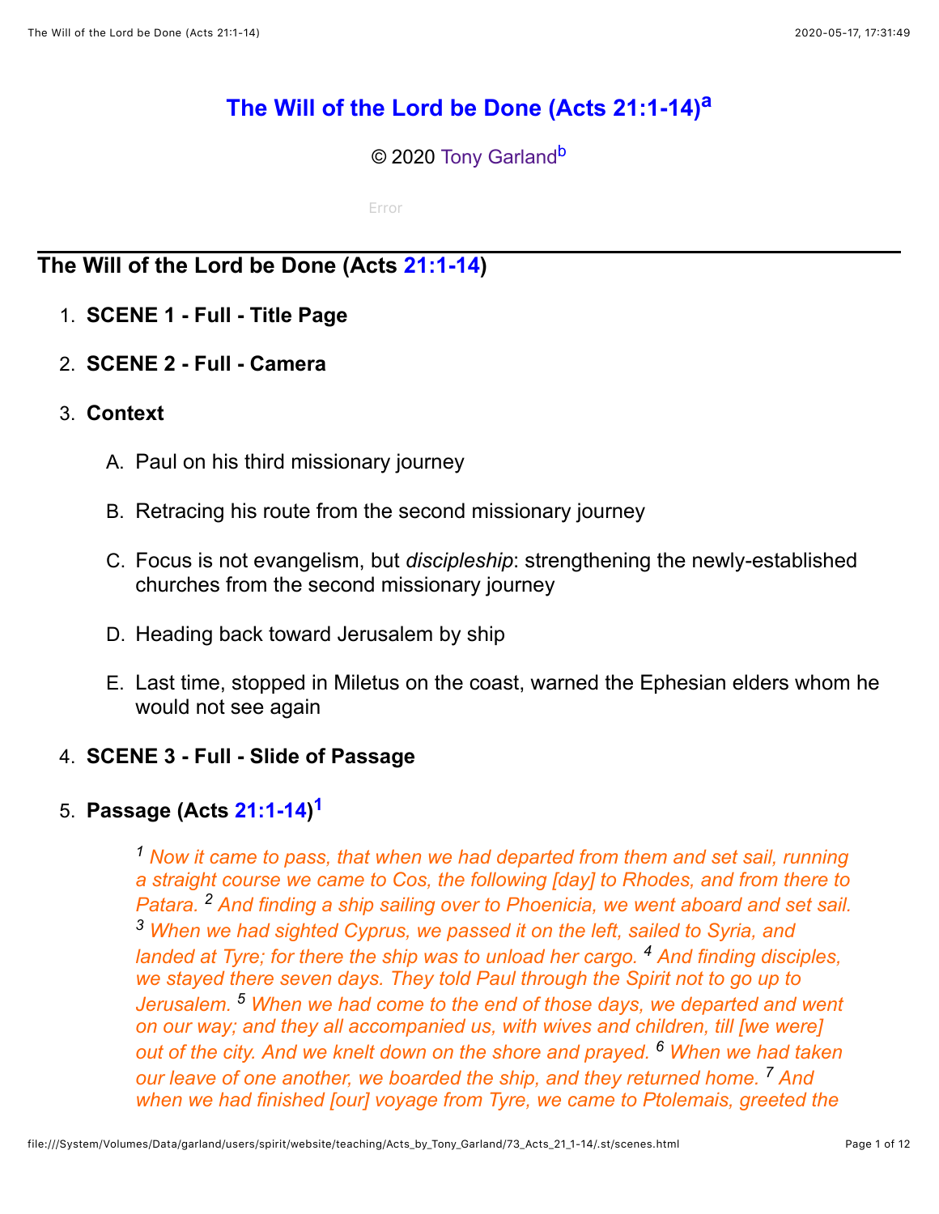# The Will of the Lord be Done (Acts 21:1-14)[a]

© 2020 Tony Garland[b]

Error

## The Will of the Lord be Done (Acts 21:1-14)

1. **SCENE 1 - Full - Title Page**
2. **SCENE 2 - Full - Camera**
3. **Context**
    A. Paul on his third missionary journey
    B. Retracing his route from the second missionary journey
    C. Focus is not evangelism, but *discipleship*: strengthening the newly-established churches from the second missionary journey
    D. Heading back toward Jerusalem by ship
    E. Last time, stopped in Miletus on the coast, warned the Ephesian elders whom he would not see again
4. **SCENE 3 - Full - Slide of Passage**
5. **Passage (Acts 21:1-14)[1]**

    > *[1] Now it came to pass, that when we had departed from them and set sail, running a straight course we came to Cos, the following [day] to Rhodes, and from there to Patara. [2] And finding a ship sailing over to Phoenicia, we went aboard and set sail. [3] When we had sighted Cyprus, we passed it on the left, sailed to Syria, and landed at Tyre; for there the ship was to unload her cargo. [4] And finding disciples, we stayed there seven days. They told Paul through the Spirit not to go up to Jerusalem. [5] When we had come to the end of those days, we departed and went on our way; and they all accompanied us, with wives and children, till [we were] out of the city. And we knelt down on the shore and prayed. [6] When we had taken our leave of one another, we boarded the ship, and they returned home. [7] And when we had finished [our] voyage from Tyre, we came to Ptolemais, greeted the*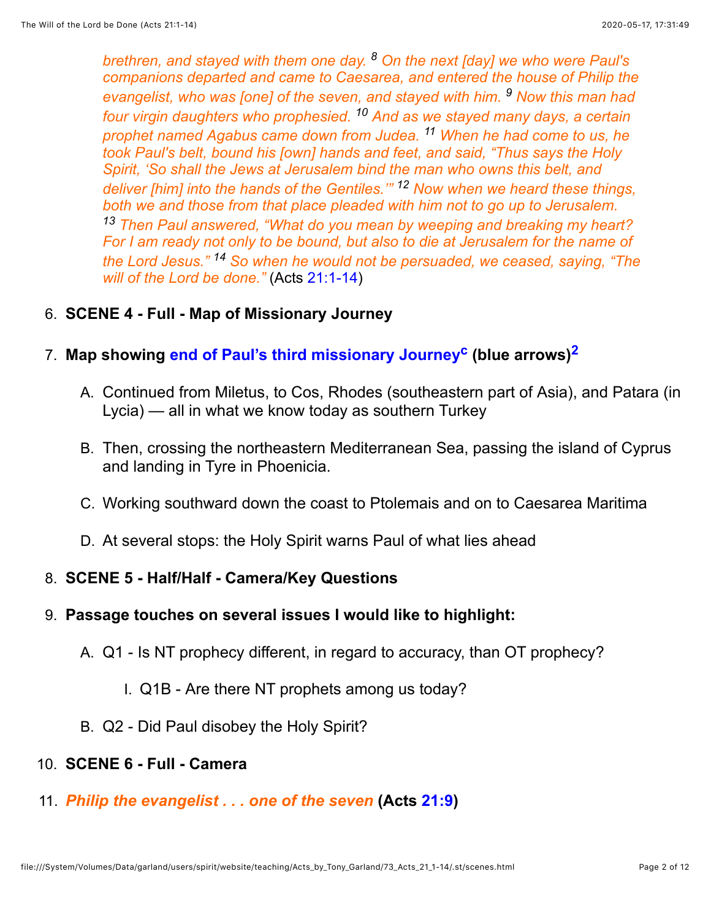*brethren, and stayed with them one day. [8] On the next [day] we who were Paul's companions departed and came to Caesarea, and entered the house of Philip the evangelist, who was [one] of the seven, and stayed with him. [9] Now this man had four virgin daughters who prophesied. [10] And as we stayed many days, a certain prophet named Agabus came down from Judea. [11] When he had come to us, he took Paul's belt, bound his [own] hands and feet, and said, "Thus says the Holy Spirit, 'So shall the Jews at Jerusalem bind the man who owns this belt, and deliver [him] into the hands of the Gentiles.'" [12] Now when we heard these things, both we and those from that place pleaded with him not to go up to Jerusalem. [13] Then Paul answered, "What do you mean by weeping and breaking my heart? For I am ready not only to be bound, but also to die at Jerusalem for the name of the Lord Jesus." [14] So when he would not be persuaded, we ceased, saying, "The will of the Lord be done."* (Acts 21:1-14)

6. **SCENE 4 - Full - Map of Missionary Journey**
7. **Map showing end of Paul's third missionary Journey[c] (blue arrows)[2]**
   A. Continued from Miletus, to Cos, Rhodes (southeastern part of Asia), and Patara (in Lycia) — all in what we know today as southern Turkey
   B. Then, crossing the northeastern Mediterranean Sea, passing the island of Cyprus and landing in Tyre in Phoenicia.
   C. Working southward down the coast to Ptolemais and on to Caesarea Maritima
   D. At several stops: the Holy Spirit warns Paul of what lies ahead
8. **SCENE 5 - Half/Half - Camera/Key Questions**
9. **Passage touches on several issues I would like to highlight:**
   A. Q1 - Is NT prophecy different, in regard to accuracy, than OT prophecy?
      I. Q1B - Are there NT prophets among us today?
   B. Q2 - Did Paul disobey the Holy Spirit?
10. **SCENE 6 - Full - Camera**
11. ***Philip the evangelist . . . one of the seven* (Acts 21:9)**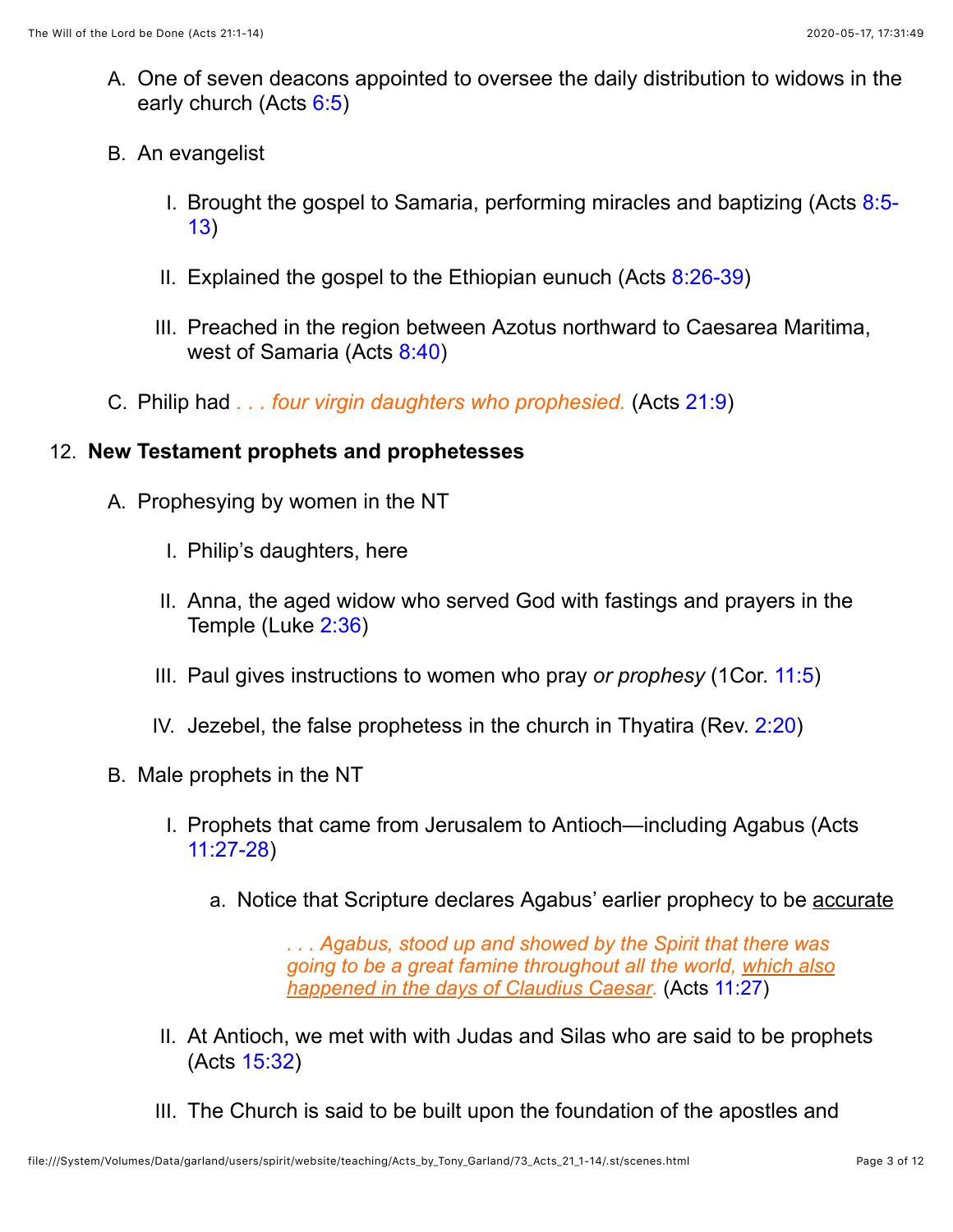A. One of seven deacons appointed to oversee the daily distribution to widows in the early church (Acts 6:5)

B. An evangelist

   I. Brought the gospel to Samaria, performing miracles and baptizing (Acts 8:5-13)

   II. Explained the gospel to the Ethiopian eunuch (Acts 8:26-39)

   III. Preached in the region between Azotus northward to Caesarea Maritima, west of Samaria (Acts 8:40)

C. Philip had *. . . four virgin daughters who prophesied.* (Acts 21:9)

12. **New Testament prophets and prophetesses**

   A. Prophesying by women in the NT

      I. Philip's daughters, here

      II. Anna, the aged widow who served God with fastings and prayers in the Temple (Luke 2:36)

      III. Paul gives instructions to women who pray *or prophesy* (1Cor. 11:5)

      IV. Jezebel, the false prophetess in the church in Thyatira (Rev. 2:20)

   B. Male prophets in the NT

      I. Prophets that came from Jerusalem to Antioch—including Agabus (Acts 11:27-28)

         a. Notice that Scripture declares Agabus' earlier prophecy to be accurate

            > *. . . Agabus, stood up and showed by the Spirit that there was going to be a great famine throughout all the world, which also happened in the days of Claudius Caesar.* (Acts 11:27)

      II. At Antioch, we met with with Judas and Silas who are said to be prophets (Acts 15:32)

      III. The Church is said to be built upon the foundation of the apostles and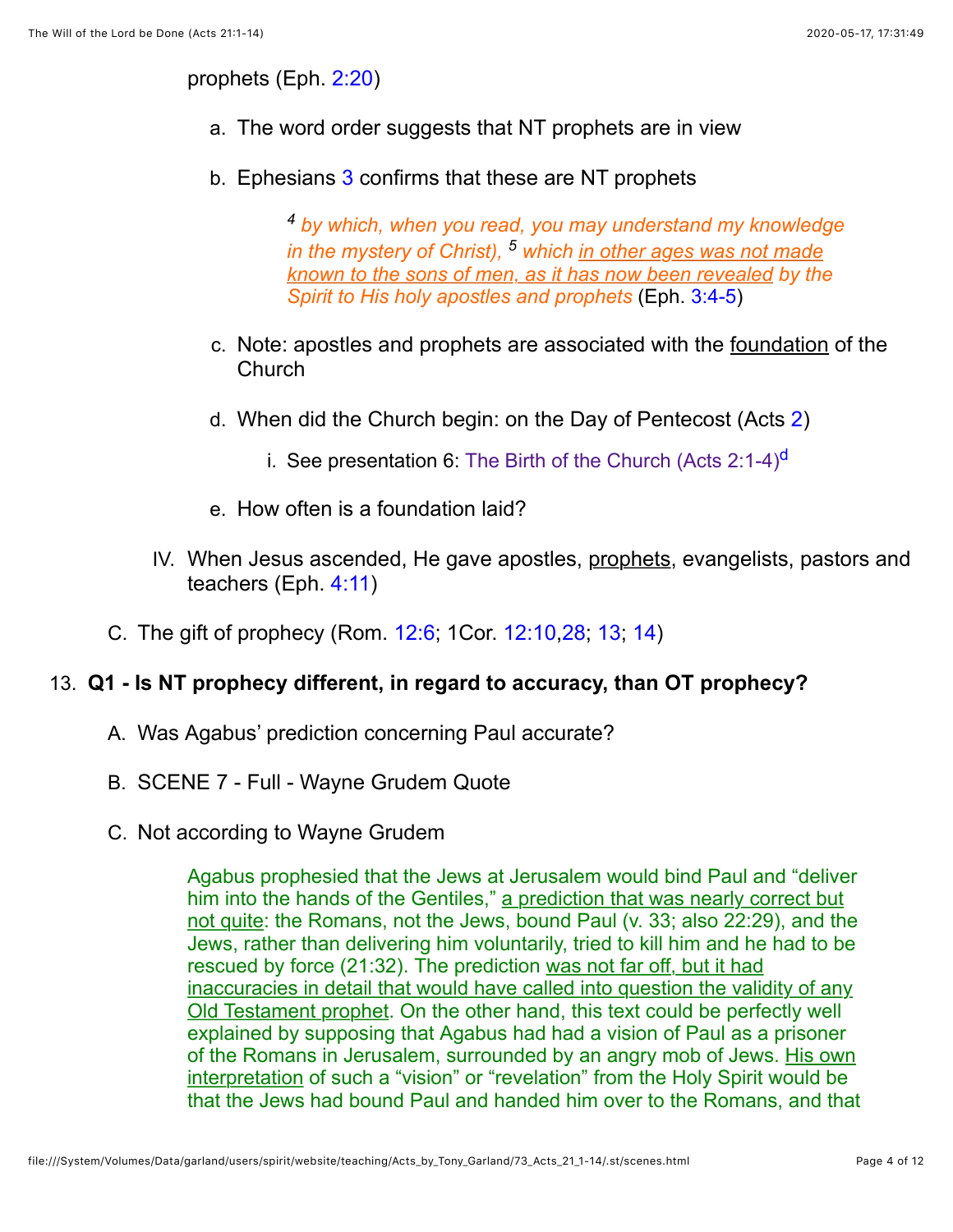prophets (Eph. 2:20)

a. The word order suggests that NT prophets are in view

b. Ephesians 3 confirms that these are NT prophets

> *[4] by which, when you read, you may understand my knowledge in the mystery of Christ), [5] which in other ages was not made known to the sons of men, as it has now been revealed by the Spirit to His holy apostles and prophets* (Eph. 3:4-5)

c. Note: apostles and prophets are associated with the foundation of the Church

d. When did the Church begin: on the Day of Pentecost (Acts 2)

   i. See presentation 6: The Birth of the Church (Acts 2:1-4)[d]

e. How often is a foundation laid?

IV. When Jesus ascended, He gave apostles, prophets, evangelists, pastors and teachers (Eph. 4:11)

C. The gift of prophecy (Rom. 12:6; 1Cor. 12:10,28; 13; 14)

13. **Q1 - Is NT prophecy different, in regard to accuracy, than OT prophecy?**

A. Was Agabus' prediction concerning Paul accurate?

B. SCENE 7 - Full - Wayne Grudem Quote

C. Not according to Wayne Grudem

> Agabus prophesied that the Jews at Jerusalem would bind Paul and "deliver him into the hands of the Gentiles," a prediction that was nearly correct but not quite: the Romans, not the Jews, bound Paul (v. 33; also 22:29), and the Jews, rather than delivering him voluntarily, tried to kill him and he had to be rescued by force (21:32). The prediction was not far off, but it had inaccuracies in detail that would have called into question the validity of any Old Testament prophet. On the other hand, this text could be perfectly well explained by supposing that Agabus had had a vision of Paul as a prisoner of the Romans in Jerusalem, surrounded by an angry mob of Jews. His own interpretation of such a "vision" or "revelation" from the Holy Spirit would be that the Jews had bound Paul and handed him over to the Romans, and that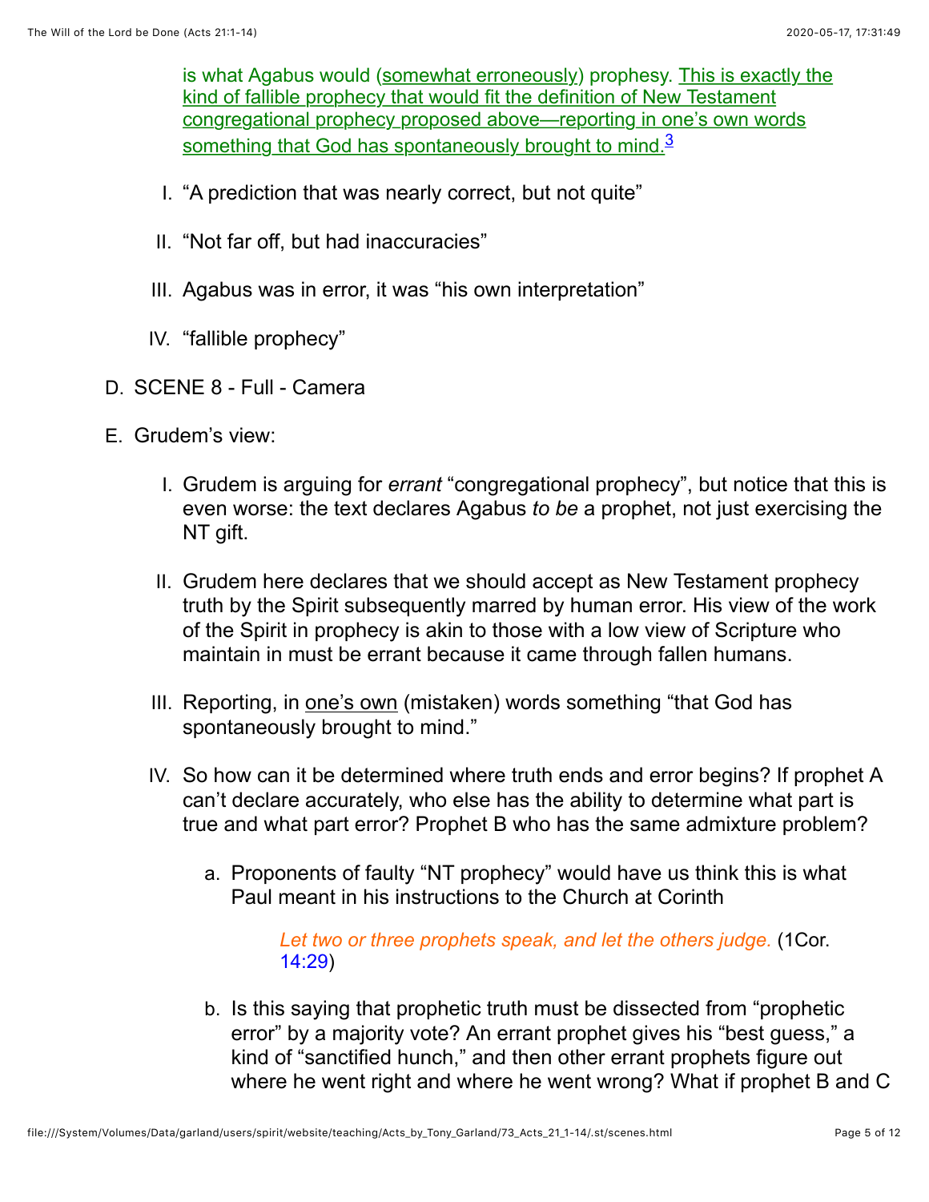is what Agabus would (somewhat erroneously) prophesy. This is exactly the kind of fallible prophecy that would fit the definition of New Testament congregational prophecy proposed above—reporting in one's own words something that God has spontaneously brought to mind.[3]

I. "A prediction that was nearly correct, but not quite"

II. "Not far off, but had inaccuracies"

III. Agabus was in error, it was "his own interpretation"

IV. "fallible prophecy"

D. SCENE 8 - Full - Camera

E. Grudem's view:

I. Grudem is arguing for *errant* "congregational prophecy", but notice that this is even worse: the text declares Agabus *to be* a prophet, not just exercising the NT gift.

II. Grudem here declares that we should accept as New Testament prophecy truth by the Spirit subsequently marred by human error. His view of the work of the Spirit in prophecy is akin to those with a low view of Scripture who maintain in must be errant because it came through fallen humans.

III. Reporting, in one's own (mistaken) words something "that God has spontaneously brought to mind."

IV. So how can it be determined where truth ends and error begins? If prophet A can't declare accurately, who else has the ability to determine what part is true and what part error? Prophet B who has the same admixture problem?

a. Proponents of faulty "NT prophecy" would have us think this is what Paul meant in his instructions to the Church at Corinth

> *Let two or three prophets speak, and let the others judge.* (1Cor. 14:29)

b. Is this saying that prophetic truth must be dissected from "prophetic error" by a majority vote? An errant prophet gives his "best guess," a kind of "sanctified hunch," and then other errant prophets figure out where he went right and where he went wrong? What if prophet B and C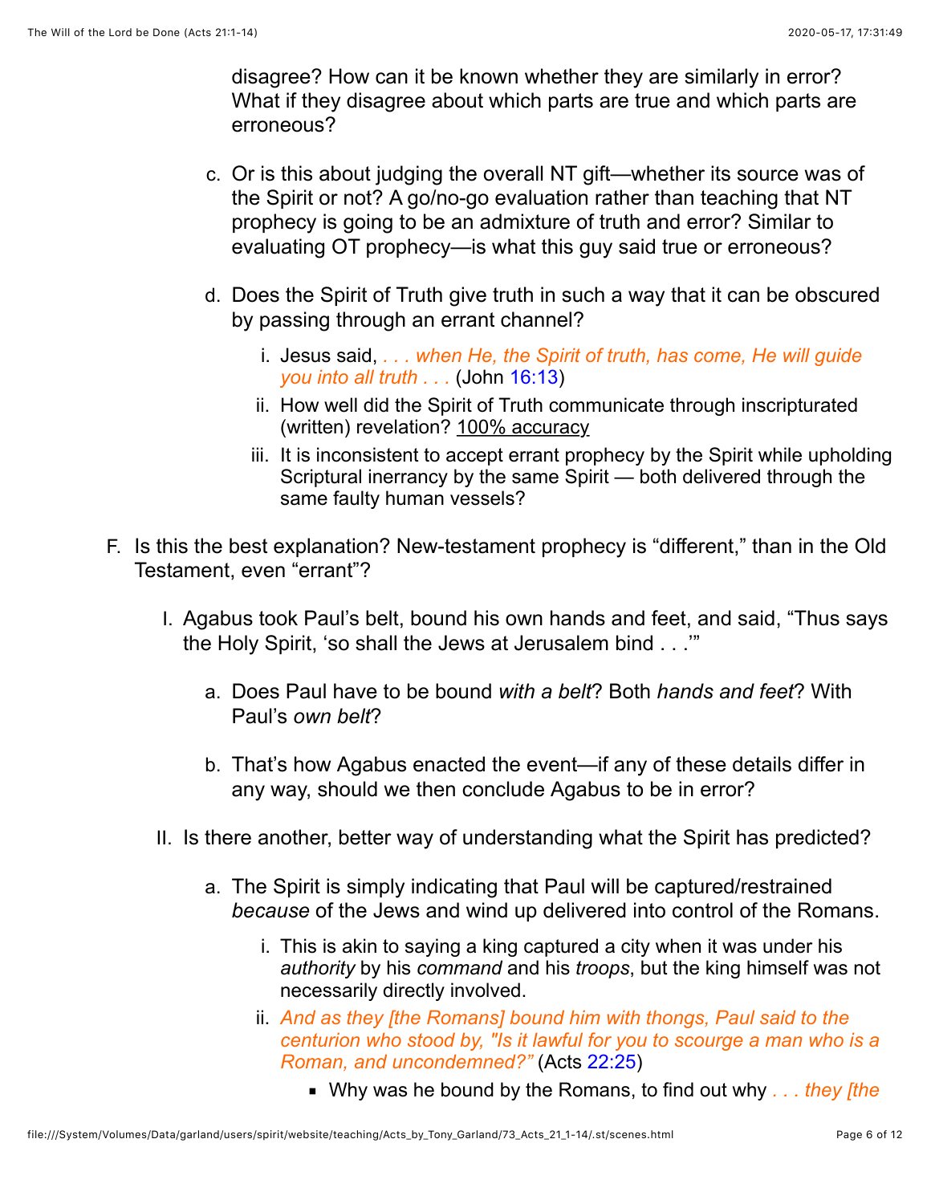disagree? How can it be known whether they are similarly in error? What if they disagree about which parts are true and which parts are erroneous?

   c. Or is this about judging the overall NT gift—whether its source was of the Spirit or not? A go/no-go evaluation rather than teaching that NT prophecy is going to be an admixture of truth and error? Similar to evaluating OT prophecy—is what this guy said true or erroneous?

   d. Does the Spirit of Truth give truth in such a way that it can be obscured by passing through an errant channel?

      i. Jesus said, *. . . when He, the Spirit of truth, has come, He will guide you into all truth . . .* (John 16:13)
      ii. How well did the Spirit of Truth communicate through inscripturated (written) revelation? 100% accuracy
      iii. It is inconsistent to accept errant prophecy by the Spirit while upholding Scriptural inerrancy by the same Spirit — both delivered through the same faulty human vessels?

F. Is this the best explanation? New-testament prophecy is "different," than in the Old Testament, even "errant"?

   I. Agabus took Paul's belt, bound his own hands and feet, and said, "Thus says the Holy Spirit, 'so shall the Jews at Jerusalem bind . . .'"

      a. Does Paul have to be bound *with a belt*? Both *hands and feet*? With Paul's *own belt*?

      b. That's how Agabus enacted the event—if any of these details differ in any way, should we then conclude Agabus to be in error?

   II. Is there another, better way of understanding what the Spirit has predicted?

      a. The Spirit is simply indicating that Paul will be captured/restrained *because* of the Jews and wind up delivered into control of the Romans.

         i. This is akin to saying a king captured a city when it was under his *authority* by his *command* and his *troops*, but the king himself was not necessarily directly involved.
         ii. *And as they [the Romans] bound him with thongs, Paul said to the centurion who stood by, "Is it lawful for you to scourge a man who is a Roman, and uncondemned?"* (Acts 22:25)
            - Why was he bound by the Romans, to find out why *. . . they [the*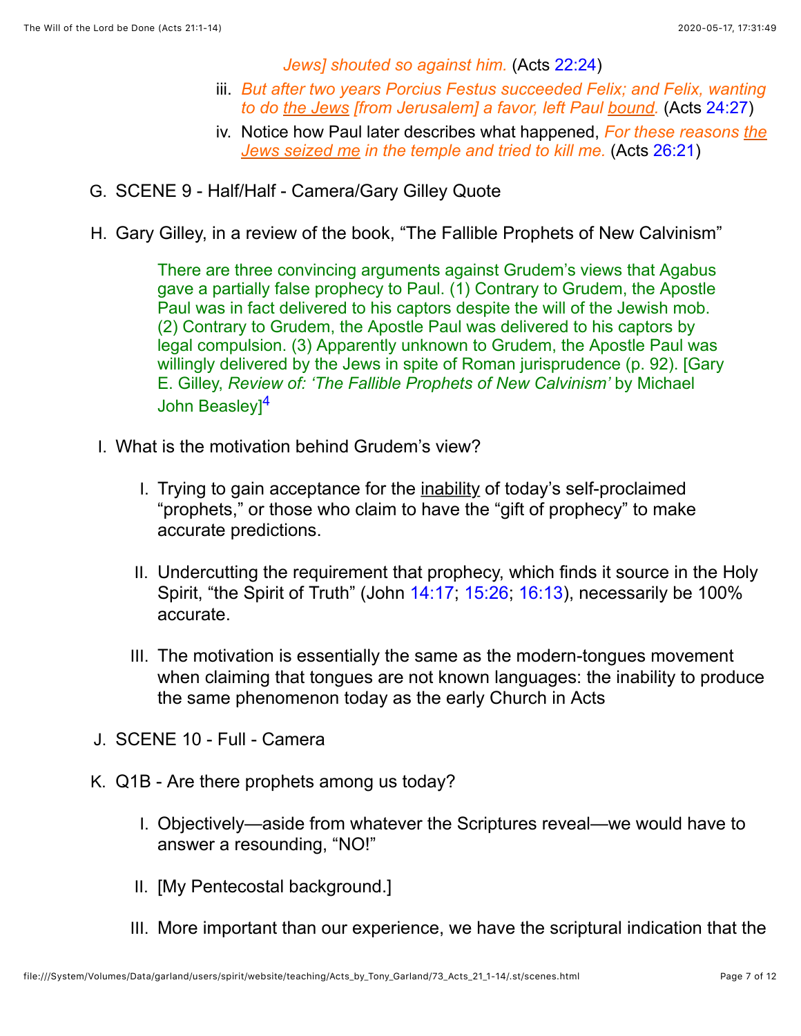*Jews] shouted so against him.* (Acts 22:24)

iii. *But after two years Porcius Festus succeeded Felix; and Felix, wanting to do the Jews [from Jerusalem] a favor, left Paul bound.* (Acts 24:27)

iv. Notice how Paul later describes what happened, *For these reasons the Jews seized me in the temple and tried to kill me.* (Acts 26:21)

G. SCENE 9 - Half/Half - Camera/Gary Gilley Quote

H. Gary Gilley, in a review of the book, "The Fallible Prophets of New Calvinism"

> There are three convincing arguments against Grudem's views that Agabus gave a partially false prophecy to Paul. (1) Contrary to Grudem, the Apostle Paul was in fact delivered to his captors despite the will of the Jewish mob. (2) Contrary to Grudem, the Apostle Paul was delivered to his captors by legal compulsion. (3) Apparently unknown to Grudem, the Apostle Paul was willingly delivered by the Jews in spite of Roman jurisprudence (p. 92). [Gary E. Gilley, *Review of: 'The Fallible Prophets of New Calvinism'* by Michael John Beasley][4]

I. What is the motivation behind Grudem's view?

   I. Trying to gain acceptance for the inability of today's self-proclaimed "prophets," or those who claim to have the "gift of prophecy" to make accurate predictions.

   II. Undercutting the requirement that prophecy, which finds it source in the Holy Spirit, "the Spirit of Truth" (John 14:17; 15:26; 16:13), necessarily be 100% accurate.

   III. The motivation is essentially the same as the modern-tongues movement when claiming that tongues are not known languages: the inability to produce the same phenomenon today as the early Church in Acts

J. SCENE 10 - Full - Camera

K. Q1B - Are there prophets among us today?

   I. Objectively—aside from whatever the Scriptures reveal—we would have to answer a resounding, "NO!"

   II. [My Pentecostal background.]

   III. More important than our experience, we have the scriptural indication that the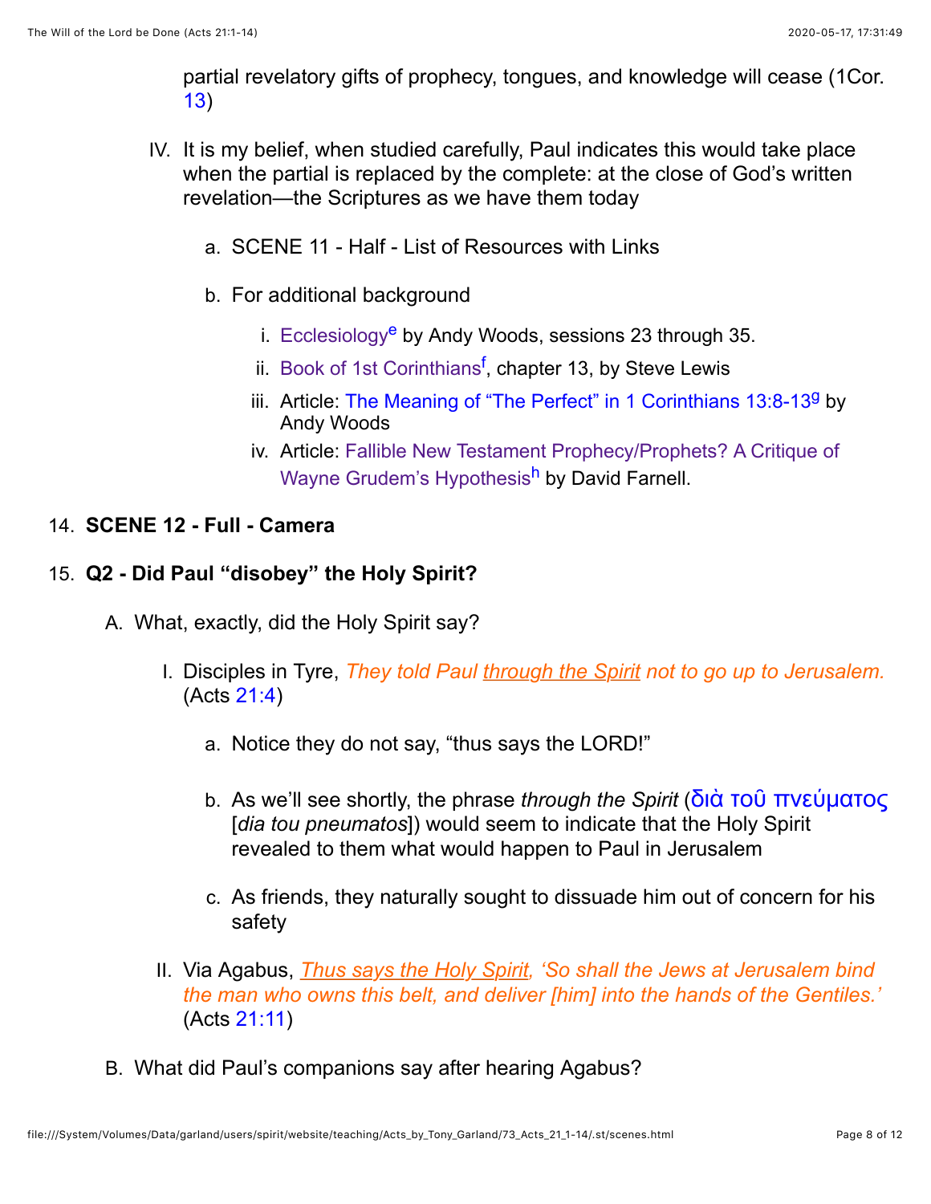partial revelatory gifts of prophecy, tongues, and knowledge will cease (1Cor. 13)

IV. It is my belief, when studied carefully, Paul indicates this would take place when the partial is replaced by the complete: at the close of God's written revelation—the Scriptures as we have them today

   a. SCENE 11 - Half - List of Resources with Links

   b. For additional background

      i. Ecclesiology[e] by Andy Woods, sessions 23 through 35.
      ii. Book of 1st Corinthians[f], chapter 13, by Steve Lewis
      iii. Article: The Meaning of "The Perfect" in 1 Corinthians 13:8-13[g] by Andy Woods
      iv. Article: Fallible New Testament Prophecy/Prophets? A Critique of Wayne Grudem's Hypothesis[h] by David Farnell.

14. **SCENE 12 - Full - Camera**

15. **Q2 - Did Paul "disobey" the Holy Spirit?**

   A. What, exactly, did the Holy Spirit say?

      I. Disciples in Tyre, *They told Paul through the Spirit not to go up to Jerusalem.* (Acts 21:4)

         a. Notice they do not say, "thus says the LORD!"

         b. As we'll see shortly, the phrase *through the Spirit* (διὰ τοῦ πνεύματος [*dia tou pneumatos*]) would seem to indicate that the Holy Spirit revealed to them what would happen to Paul in Jerusalem

         c. As friends, they naturally sought to dissuade him out of concern for his safety

      II. Via Agabus, *Thus says the Holy Spirit, 'So shall the Jews at Jerusalem bind the man who owns this belt, and deliver [him] into the hands of the Gentiles.'* (Acts 21:11)

   B. What did Paul's companions say after hearing Agabus?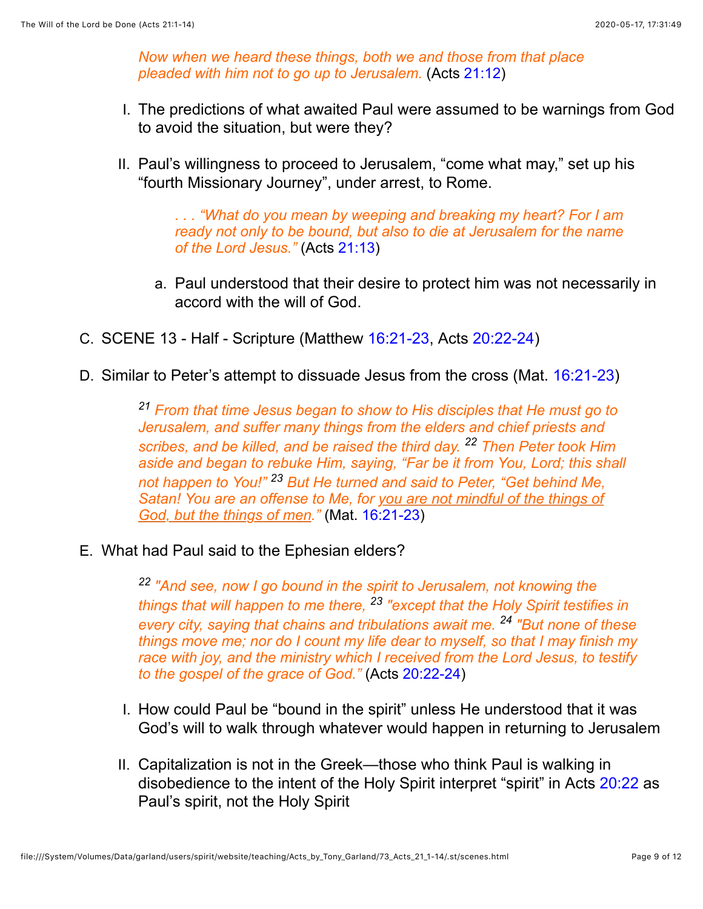*Now when we heard these things, both we and those from that place pleaded with him not to go up to Jerusalem.* (Acts 21:12)

I. The predictions of what awaited Paul were assumed to be warnings from God to avoid the situation, but were they?

II. Paul's willingness to proceed to Jerusalem, "come what may," set up his "fourth Missionary Journey", under arrest, to Rome.

> *. . . "What do you mean by weeping and breaking my heart? For I am ready not only to be bound, but also to die at Jerusalem for the name of the Lord Jesus."* (Acts 21:13)

   a. Paul understood that their desire to protect him was not necessarily in accord with the will of God.

C. SCENE 13 - Half - Scripture (Matthew 16:21-23, Acts 20:22-24)

D. Similar to Peter's attempt to dissuade Jesus from the cross (Mat. 16:21-23)

> *[21] From that time Jesus began to show to His disciples that He must go to Jerusalem, and suffer many things from the elders and chief priests and scribes, and be killed, and be raised the third day. [22] Then Peter took Him aside and began to rebuke Him, saying, "Far be it from You, Lord; this shall not happen to You!" [23] But He turned and said to Peter, "Get behind Me, Satan! You are an offense to Me, for <u>you are not mindful of the things of God, but the things of men</u>."* (Mat. 16:21-23)

E. What had Paul said to the Ephesian elders?

> *[22] "And see, now I go bound in the spirit to Jerusalem, not knowing the things that will happen to me there, [23] "except that the Holy Spirit testifies in every city, saying that chains and tribulations await me. [24] "But none of these things move me; nor do I count my life dear to myself, so that I may finish my race with joy, and the ministry which I received from the Lord Jesus, to testify to the gospel of the grace of God."* (Acts 20:22-24)

I. How could Paul be "bound in the spirit" unless He understood that it was God's will to walk through whatever would happen in returning to Jerusalem

II. Capitalization is not in the Greek—those who think Paul is walking in disobedience to the intent of the Holy Spirit interpret "spirit" in Acts 20:22 as Paul's spirit, not the Holy Spirit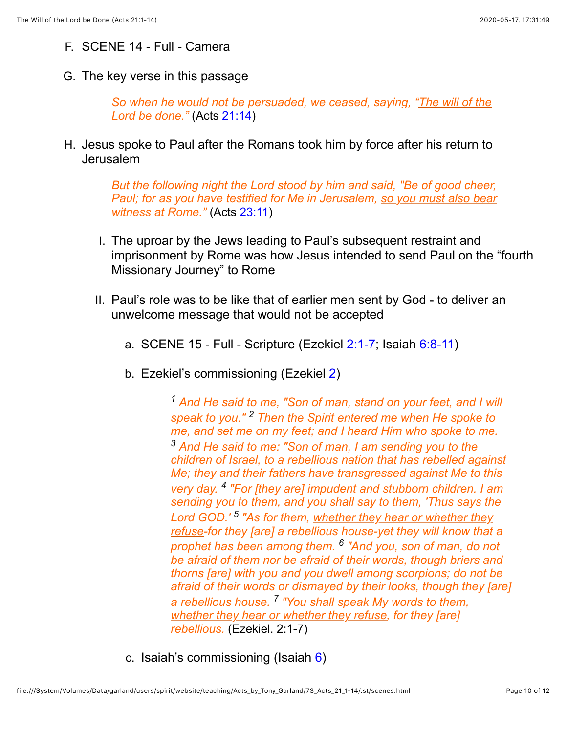F. SCENE 14 - Full - Camera

G. The key verse in this passage

> *So when he would not be persuaded, we ceased, saying, "<u>The will of the Lord be done</u>."* (Acts 21:14)

H. Jesus spoke to Paul after the Romans took him by force after his return to Jerusalem

> *But the following night the Lord stood by him and said, "Be of good cheer, Paul; for as you have testified for Me in Jerusalem, <u>so you must also bear witness at Rome</u>."* (Acts 23:11)

   I. The uproar by the Jews leading to Paul's subsequent restraint and imprisonment by Rome was how Jesus intended to send Paul on the "fourth Missionary Journey" to Rome

   II. Paul's role was to be like that of earlier men sent by God - to deliver an unwelcome message that would not be accepted

      a. SCENE 15 - Full - Scripture (Ezekiel 2:1-7; Isaiah 6:8-11)

      b. Ezekiel's commissioning (Ezekiel 2)

> *[1] And He said to me, "Son of man, stand on your feet, and I will speak to you." [2] Then the Spirit entered me when He spoke to me, and set me on my feet; and I heard Him who spoke to me. [3] And He said to me: "Son of man, I am sending you to the children of Israel, to a rebellious nation that has rebelled against Me; they and their fathers have transgressed against Me to this very day. [4] "For [they are] impudent and stubborn children. I am sending you to them, and you shall say to them, 'Thus says the Lord GOD.' [5] "As for them, <u>whether they hear or whether they refuse</u>-for they [are] a rebellious house-yet they will know that a prophet has been among them. [6] "And you, son of man, do not be afraid of them nor be afraid of their words, though briers and thorns [are] with you and you dwell among scorpions; do not be afraid of their words or dismayed by their looks, though they [are] a rebellious house. [7] "You shall speak My words to them, <u>whether they hear or whether they refuse</u>, for they [are] rebellious.* (Ezekiel. 2:1-7)

      c. Isaiah's commissioning (Isaiah 6)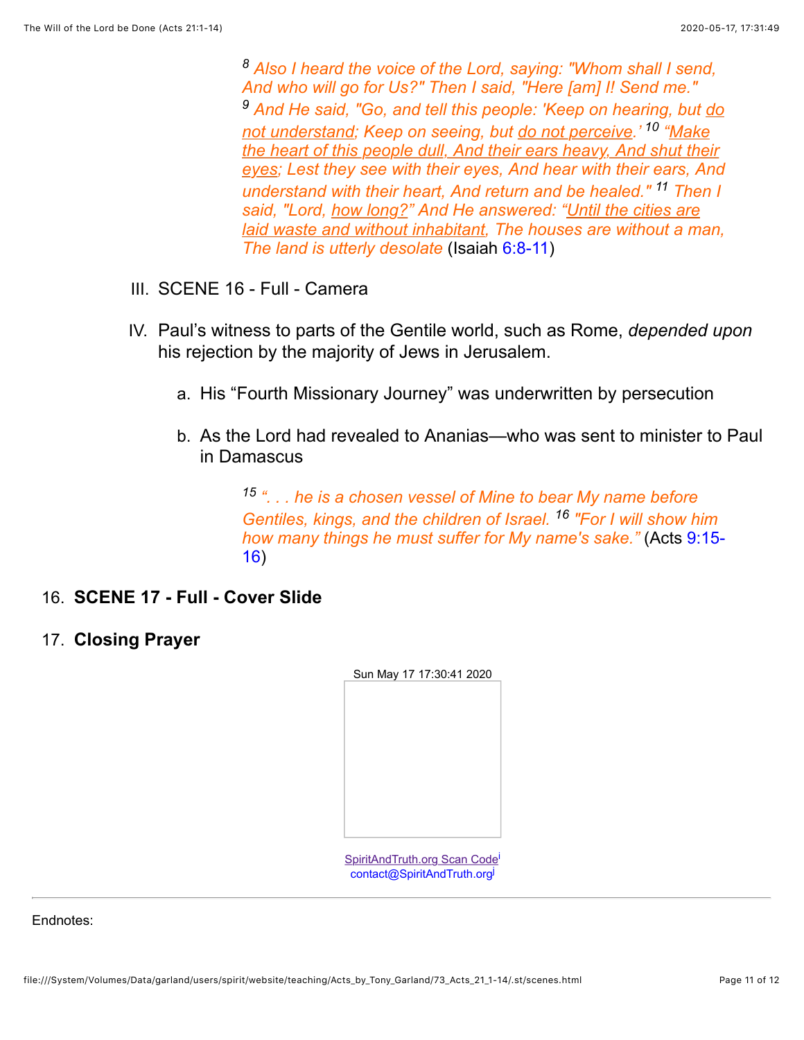> *[8] Also I heard the voice of the Lord, saying: "Whom shall I send, And who will go for Us?" Then I said, "Here [am] I! Send me." [9] And He said, "Go, and tell this people: 'Keep on hearing, but do not understand; Keep on seeing, but do not perceive.' [10] "Make the heart of this people dull, And their ears heavy, And shut their eyes; Lest they see with their eyes, And hear with their ears, And understand with their heart, And return and be healed." [11] Then I said, "Lord, how long?" And He answered: "Until the cities are laid waste and without inhabitant, The houses are without a man, The land is utterly desolate* (Isaiah 6:8-11)

III. SCENE 16 - Full - Camera

IV. Paul's witness to parts of the Gentile world, such as Rome, *depended upon* his rejection by the majority of Jews in Jerusalem.

   a. His "Fourth Missionary Journey" was underwritten by persecution

   b. As the Lord had revealed to Ananias—who was sent to minister to Paul in Damascus

> *[15] ". . . he is a chosen vessel of Mine to bear My name before Gentiles, kings, and the children of Israel. [16] "For I will show him how many things he must suffer for My name's sake."* (Acts 9:15-16)

16. **SCENE 17 - Full - Cover Slide**

17. **Closing Prayer**

Sun May 17 17:30:41 2020

SpiritAndTruth.org Scan Code[i]
contact@SpiritAndTruth.org[j]

Endnotes: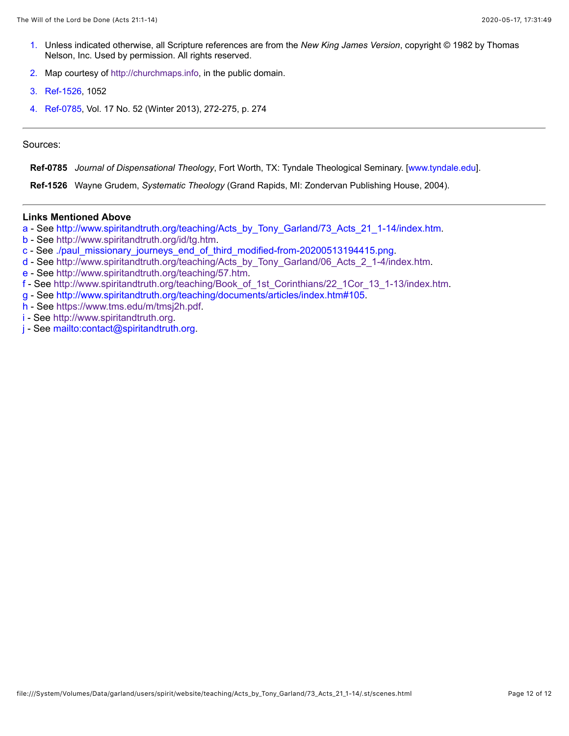1. Unless indicated otherwise, all Scripture references are from the *New King James Version*, copyright © 1982 by Thomas Nelson, Inc. Used by permission. All rights reserved.
2. Map courtesy of http://churchmaps.info, in the public domain.
3. Ref-1526, 1052
4. Ref-0785, Vol. 17 No. 52 (Winter 2013), 272-275, p. 274

---

Sources:

**Ref-0785** *Journal of Dispensational Theology*, Fort Worth, TX: Tyndale Theological Seminary. [www.tyndale.edu].

**Ref-1526** Wayne Grudem, *Systematic Theology* (Grand Rapids, MI: Zondervan Publishing House, 2004).

---

**Links Mentioned Above**

a - See http://www.spiritandtruth.org/teaching/Acts_by_Tony_Garland/73_Acts_21_1-14/index.htm.
b - See http://www.spiritandtruth.org/id/tg.htm.
c - See ./paul_missionary_journeys_end_of_third_modified-from-20200513194415.png.
d - See http://www.spiritandtruth.org/teaching/Acts_by_Tony_Garland/06_Acts_2_1-4/index.htm.
e - See http://www.spiritandtruth.org/teaching/57.htm.
f - See http://www.spiritandtruth.org/teaching/Book_of_1st_Corinthians/22_1Cor_13_1-13/index.htm.
g - See http://www.spiritandtruth.org/teaching/documents/articles/index.htm#105.
h - See https://www.tms.edu/m/tmsj2h.pdf.
i - See http://www.spiritandtruth.org.
j - See mailto:contact@spiritandtruth.org.